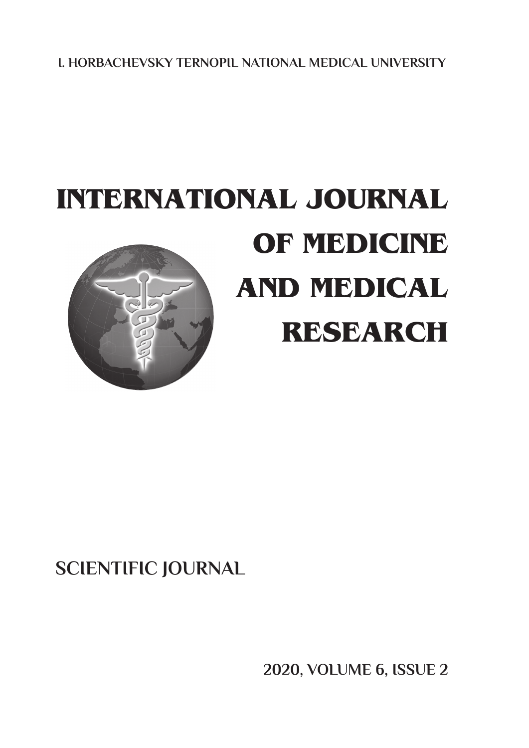I. HORBACHEVSKY TERNOPIL NATIONAL MEDICAL UNIVERSITY

# INTERNATIONAL JOURNAL OF MEDICINE AND MEDICAL RESEARCH

SCIENTIFIC JOURNAL

2020, VOLUME 6, ISSUE 2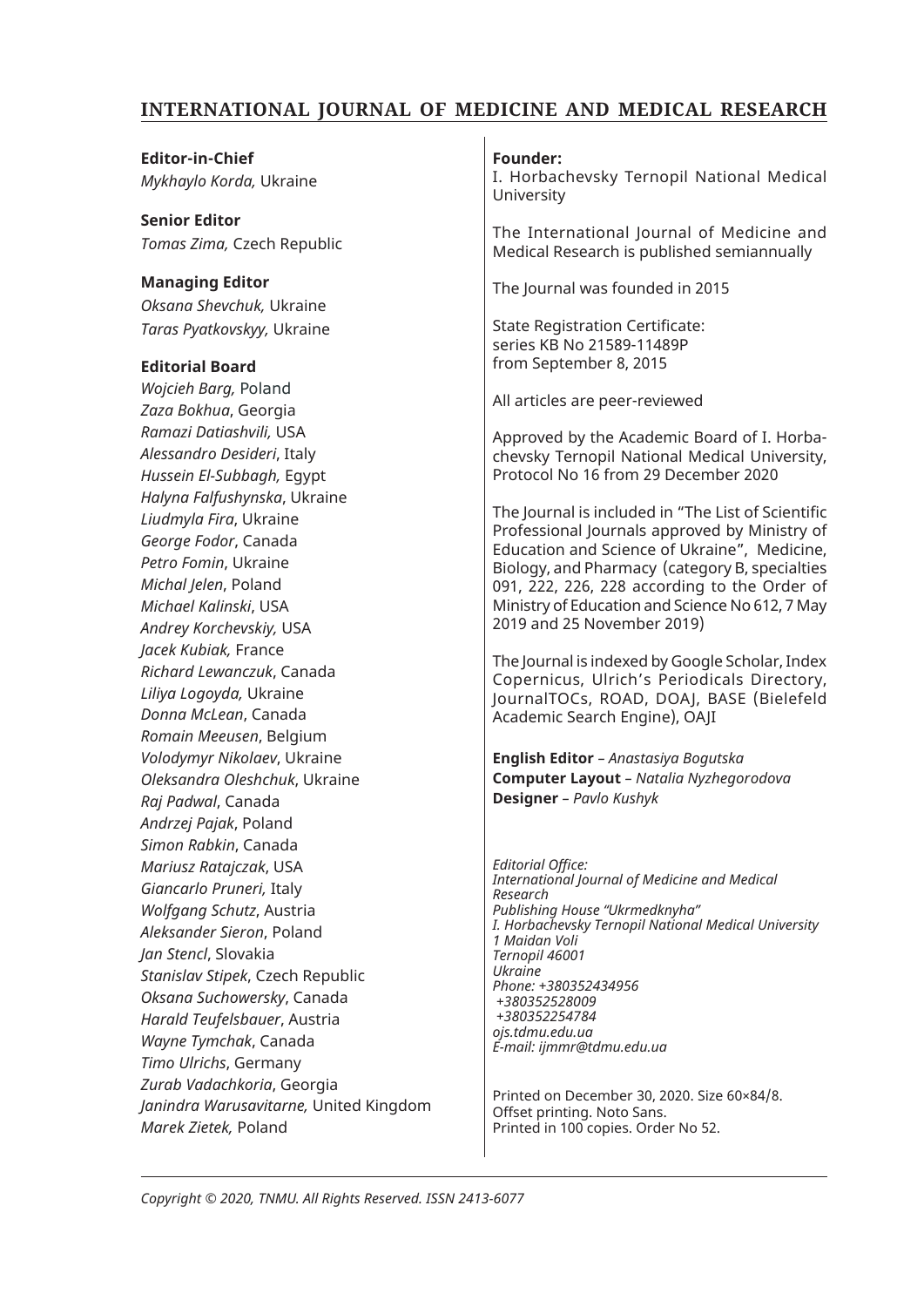# INTERNATIONAL JOURNAL OF MEDICINE AND MEDICAL RESEARCH

**Editor-in-Chief**
*Mykhaylo Korda,* Ukraine

**Senior Editor**
*Tomas Zima,* Czech Republic

**Managing Editor**
*Oksana Shevchuk,* Ukraine
*Taras Pyatkovskyy,* Ukraine

**Editorial Board**
*Wojcieh Barg,* Poland
*Zaza Bokhua*, Georgia
*Ramazi Datiashvili,* USA
*Alessandro Desideri*, Italy
*Hussein El-Subbagh,* Egypt
*Halyna Falfushynska*, Ukraine
*Liudmyla Fira*, Ukraine
*George Fodor*, Canada
*Petro Fomin*, Ukraine
*Michal Jelen*, Poland
*Michael Kalinski*, USA
*Andrey Korchevskiy,* USA
*Jacek Kubiak,* France
*Richard Lewanczuk*, Canada
*Liliya Logoyda,* Ukraine
*Donna McLean*, Canada
*Romain Meeusen*, Belgium
*Volodymyr Nikolaev*, Ukraine
*Oleksandra Oleshchuk*, Ukraine
*Raj Padwal*, Canada
*Andrzej Pajak*, Poland
*Simon Rabkin*, Canada
*Mariusz Ratajczak*, USA
*Giancarlo Pruneri,* Italy
*Wolfgang Schutz*, Austria
*Aleksander Sieron*, Poland
*Jan Stencl*, Slovakia
*Stanislav Stipek*, Czech Republic
*Oksana Suchowersky*, Canada
*Harald Teufelsbauer*, Austria
*Wayne Tymchak*, Canada
*Timo Ulrichs*, Germany
*Zurab Vadachkoria*, Georgia
*Janindra Warusavitarne,* United Kingdom
*Marek Zietek,* Poland

**Founder:**
I. Horbachevsky Ternopil National Medical University

The International Journal of Medicine and Medical Research is published semiannually

The Journal was founded in 2015

State Registration Certificate:
series KB No 21589-11489P
from September 8, 2015

All articles are peer-reviewed

Approved by the Academic Board of I. Horbachevsky Ternopil National Medical University, Protocol No 16 from 29 December 2020

The Journal is included in "The List of Scientific Professional Journals approved by Ministry of Education and Science of Ukraine", Medicine, Biology, and Pharmacy (category B, specialties 091, 222, 226, 228 according to the Order of Ministry of Education and Science No 612, 7 May 2019 and 25 November 2019)

The Journal is indexed by Google Scholar, Index Copernicus, Ulrich's Periodicals Directory, JournalTOCs, ROAD, DOAJ, BASE (Bielefeld Academic Search Engine), OAJI

**English Editor** – *Anastasiya Bogutska*
**Computer Layout** – *Natalia Nyzhegorodova*
**Designer** – *Pavlo Kushyk*

*Editorial Office:*
*International Journal of Medicine and Medical Research*
*Publishing House "Ukrmedknyha"*
*I. Horbachevsky Ternopil National Medical University*
*1 Maidan Voli*
*Ternopil 46001*
*Ukraine*
*Phone: +380352434956*
*+380352528009*
*+380352254784*
*ojs.tdmu.edu.ua*
*E-mail: ijmmr@tdmu.edu.ua*

Printed on December 30, 2020. Size 60×84/8.
Offset printing. Noto Sans.
Printed in 100 copies. Order No 52.

*Copyright © 2020, TNMU. All Rights Reserved. ISSN 2413-6077*